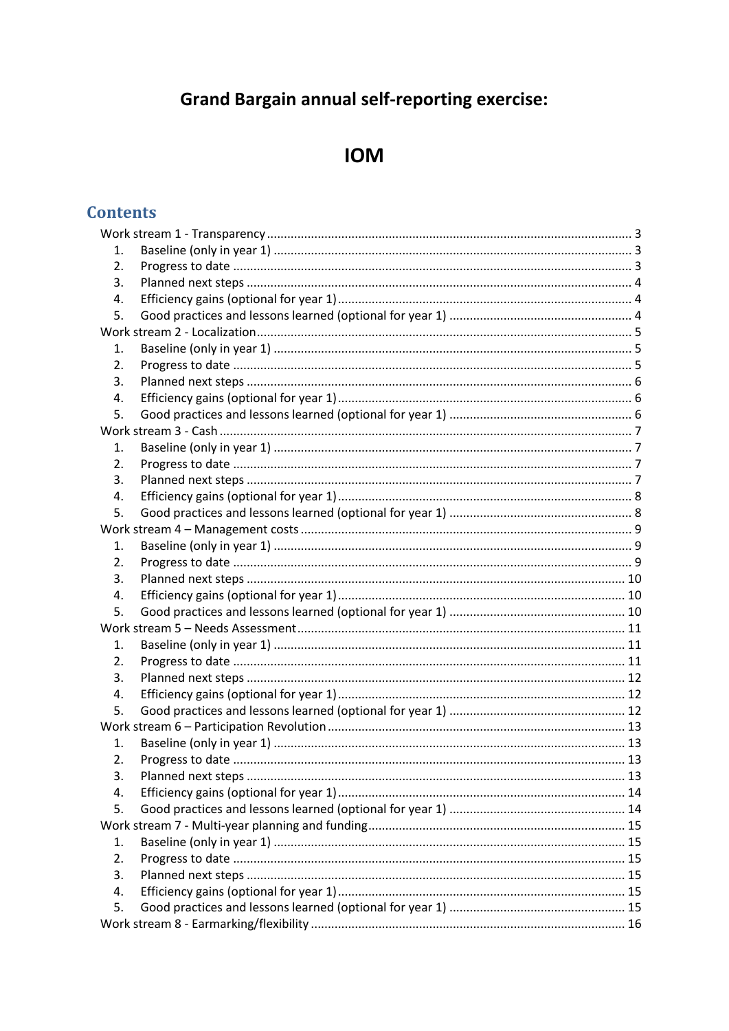# Grand Bargain annual self-reporting exercise:

# IOM

## Contents

Work stream 1 - Transparency ........ 3
1. Baseline (only in year 1) ........ 3
2. Progress to date ........ 3
3. Planned next steps ........ 4
4. Efficiency gains (optional for year 1) ........ 4
5. Good practices and lessons learned (optional for year 1) ........ 4

Work stream 2 - Localization ........ 5
1. Baseline (only in year 1) ........ 5
2. Progress to date ........ 5
3. Planned next steps ........ 6
4. Efficiency gains (optional for year 1) ........ 6
5. Good practices and lessons learned (optional for year 1) ........ 6

Work stream 3 - Cash ........ 7
1. Baseline (only in year 1) ........ 7
2. Progress to date ........ 7
3. Planned next steps ........ 7
4. Efficiency gains (optional for year 1) ........ 8
5. Good practices and lessons learned (optional for year 1) ........ 8

Work stream 4 – Management costs ........ 9
1. Baseline (only in year 1) ........ 9
2. Progress to date ........ 9
3. Planned next steps ........ 10
4. Efficiency gains (optional for year 1) ........ 10
5. Good practices and lessons learned (optional for year 1) ........ 10

Work stream 5 – Needs Assessment ........ 11
1. Baseline (only in year 1) ........ 11
2. Progress to date ........ 11
3. Planned next steps ........ 12
4. Efficiency gains (optional for year 1) ........ 12
5. Good practices and lessons learned (optional for year 1) ........ 12

Work stream 6 – Participation Revolution ........ 13
1. Baseline (only in year 1) ........ 13
2. Progress to date ........ 13
3. Planned next steps ........ 13
4. Efficiency gains (optional for year 1) ........ 14
5. Good practices and lessons learned (optional for year 1) ........ 14

Work stream 7 - Multi-year planning and funding ........ 15
1. Baseline (only in year 1) ........ 15
2. Progress to date ........ 15
3. Planned next steps ........ 15
4. Efficiency gains (optional for year 1) ........ 15
5. Good practices and lessons learned (optional for year 1) ........ 15

Work stream 8 - Earmarking/flexibility ........ 16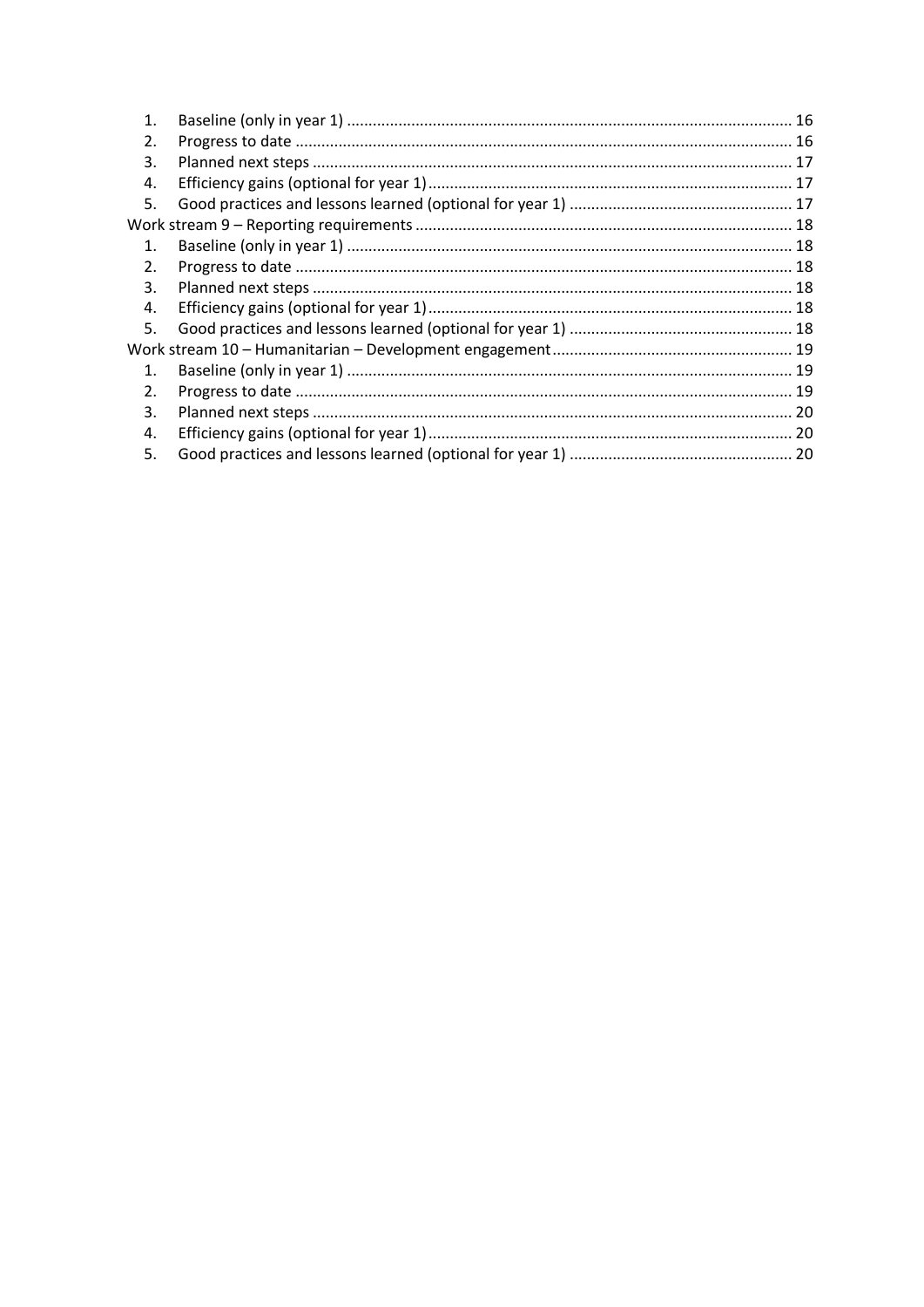1. Baseline (only in year 1) ........................................................................................................ 16
2. Progress to date .................................................................................................................... 16
3. Planned next steps ................................................................................................................ 17
4. Efficiency gains (optional for year 1) ..................................................................................... 17
5. Good practices and lessons learned (optional for year 1) .................................................... 17

Work stream 9 – Reporting requirements ........................................................................................ 18

1. Baseline (only in year 1) ........................................................................................................ 18
2. Progress to date .................................................................................................................... 18
3. Planned next steps ................................................................................................................ 18
4. Efficiency gains (optional for year 1) ..................................................................................... 18
5. Good practices and lessons learned (optional for year 1) .................................................... 18

Work stream 10 – Humanitarian – Development engagement ......................................................... 19

1. Baseline (only in year 1) ........................................................................................................ 19
2. Progress to date .................................................................................................................... 19
3. Planned next steps ................................................................................................................ 20
4. Efficiency gains (optional for year 1) ..................................................................................... 20
5. Good practices and lessons learned (optional for year 1) .................................................... 20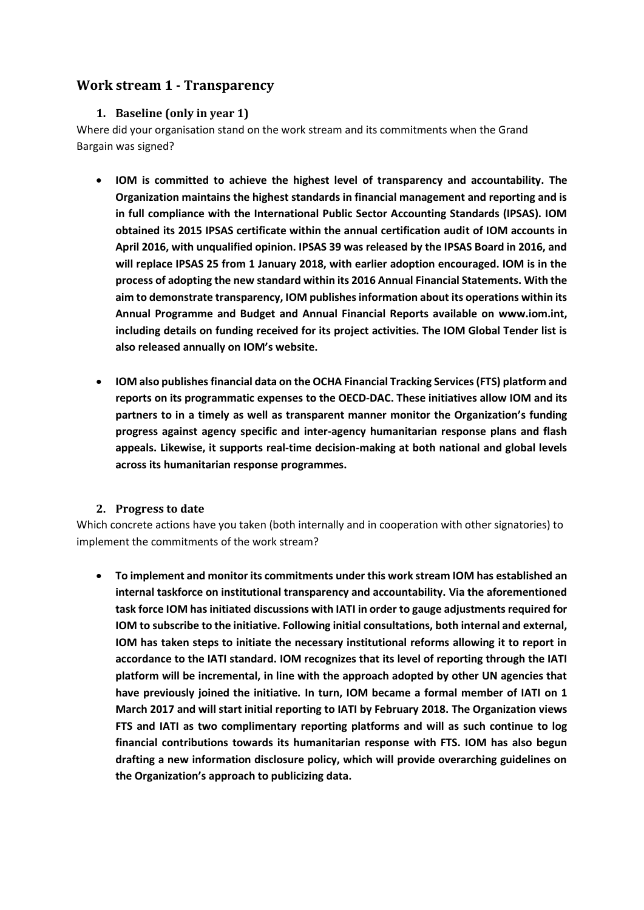## Work stream 1 - Transparency

### 1. Baseline (only in year 1)

Where did your organisation stand on the work stream and its commitments when the Grand Bargain was signed?

- **IOM is committed to achieve the highest level of transparency and accountability. The Organization maintains the highest standards in financial management and reporting and is in full compliance with the International Public Sector Accounting Standards (IPSAS). IOM obtained its 2015 IPSAS certificate within the annual certification audit of IOM accounts in April 2016, with unqualified opinion. IPSAS 39 was released by the IPSAS Board in 2016, and will replace IPSAS 25 from 1 January 2018, with earlier adoption encouraged. IOM is in the process of adopting the new standard within its 2016 Annual Financial Statements. With the aim to demonstrate transparency, IOM publishes information about its operations within its Annual Programme and Budget and Annual Financial Reports available on www.iom.int, including details on funding received for its project activities. The IOM Global Tender list is also released annually on IOM's website.**

- **IOM also publishes financial data on the OCHA Financial Tracking Services (FTS) platform and reports on its programmatic expenses to the OECD-DAC. These initiatives allow IOM and its partners to in a timely as well as transparent manner monitor the Organization's funding progress against agency specific and inter-agency humanitarian response plans and flash appeals. Likewise, it supports real-time decision-making at both national and global levels across its humanitarian response programmes.**

### 2. Progress to date

Which concrete actions have you taken (both internally and in cooperation with other signatories) to implement the commitments of the work stream?

- **To implement and monitor its commitments under this work stream IOM has established an internal taskforce on institutional transparency and accountability. Via the aforementioned task force IOM has initiated discussions with IATI in order to gauge adjustments required for IOM to subscribe to the initiative. Following initial consultations, both internal and external, IOM has taken steps to initiate the necessary institutional reforms allowing it to report in accordance to the IATI standard. IOM recognizes that its level of reporting through the IATI platform will be incremental, in line with the approach adopted by other UN agencies that have previously joined the initiative. In turn, IOM became a formal member of IATI on 1 March 2017 and will start initial reporting to IATI by February 2018. The Organization views FTS and IATI as two complimentary reporting platforms and will as such continue to log financial contributions towards its humanitarian response with FTS. IOM has also begun drafting a new information disclosure policy, which will provide overarching guidelines on the Organization's approach to publicizing data.**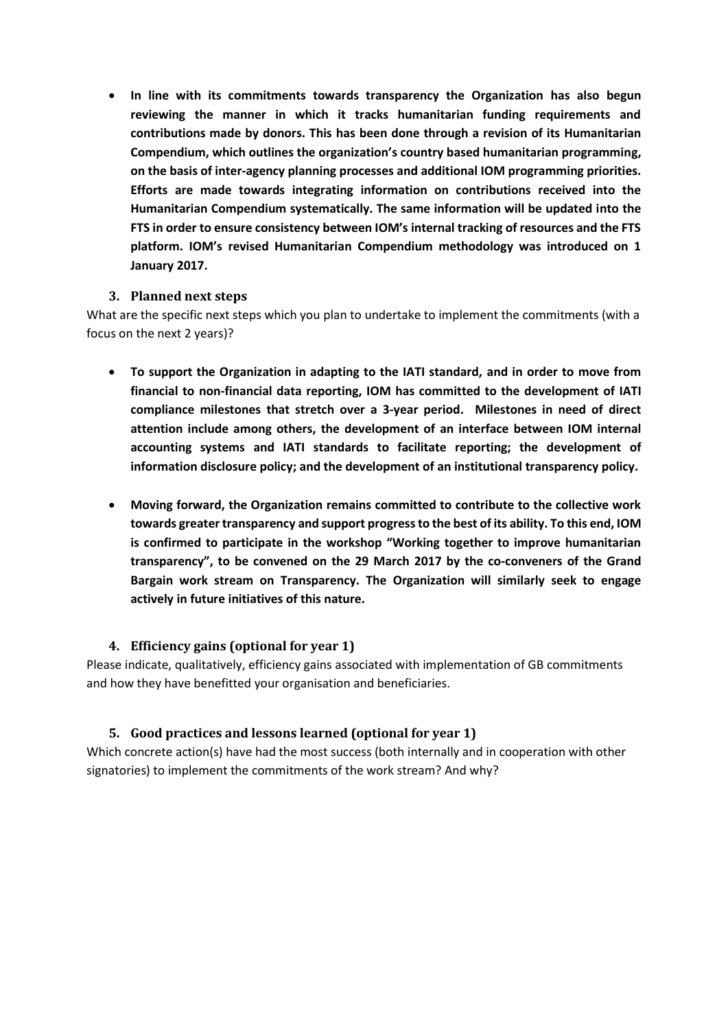- **In line with its commitments towards transparency the Organization has also begun reviewing the manner in which it tracks humanitarian funding requirements and contributions made by donors. This has been done through a revision of its Humanitarian Compendium, which outlines the organization's country based humanitarian programming, on the basis of inter-agency planning processes and additional IOM programming priorities. Efforts are made towards integrating information on contributions received into the Humanitarian Compendium systematically. The same information will be updated into the FTS in order to ensure consistency between IOM's internal tracking of resources and the FTS platform. IOM's revised Humanitarian Compendium methodology was introduced on 1 January 2017.**

### 3. Planned next steps

What are the specific next steps which you plan to undertake to implement the commitments (with a focus on the next 2 years)?

- **To support the Organization in adapting to the IATI standard, and in order to move from financial to non-financial data reporting, IOM has committed to the development of IATI compliance milestones that stretch over a 3-year period. Milestones in need of direct attention include among others, the development of an interface between IOM internal accounting systems and IATI standards to facilitate reporting; the development of information disclosure policy; and the development of an institutional transparency policy.**

- **Moving forward, the Organization remains committed to contribute to the collective work towards greater transparency and support progress to the best of its ability. To this end, IOM is confirmed to participate in the workshop "Working together to improve humanitarian transparency", to be convened on the 29 March 2017 by the co-conveners of the Grand Bargain work stream on Transparency. The Organization will similarly seek to engage actively in future initiatives of this nature.**

### 4. Efficiency gains (optional for year 1)

Please indicate, qualitatively, efficiency gains associated with implementation of GB commitments and how they have benefitted your organisation and beneficiaries.

### 5. Good practices and lessons learned (optional for year 1)

Which concrete action(s) have had the most success (both internally and in cooperation with other signatories) to implement the commitments of the work stream? And why?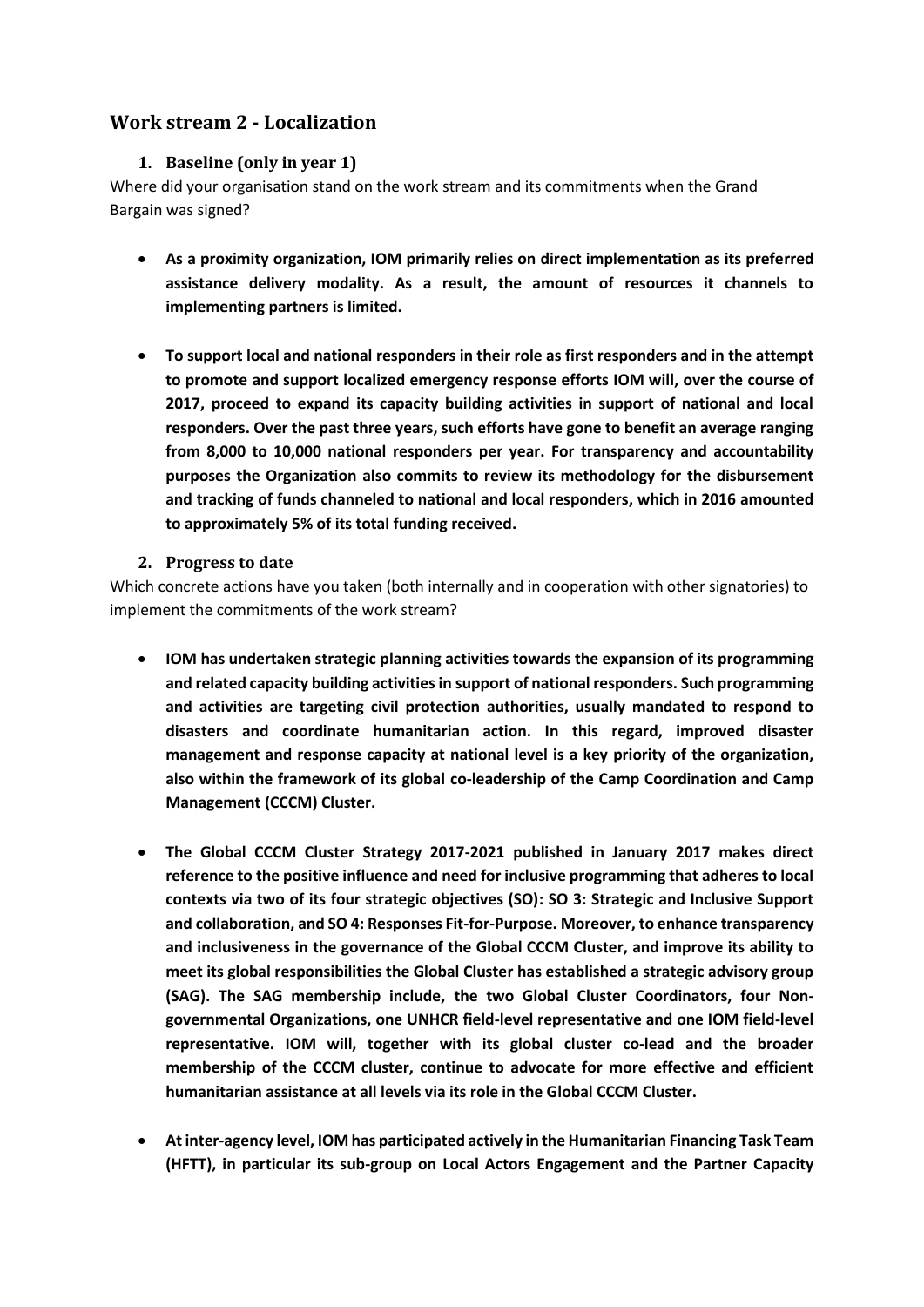## Work stream 2 - Localization

### 1. Baseline (only in year 1)

Where did your organisation stand on the work stream and its commitments when the Grand Bargain was signed?

- **As a proximity organization, IOM primarily relies on direct implementation as its preferred assistance delivery modality. As a result, the amount of resources it channels to implementing partners is limited.**

- **To support local and national responders in their role as first responders and in the attempt to promote and support localized emergency response efforts IOM will, over the course of 2017, proceed to expand its capacity building activities in support of national and local responders. Over the past three years, such efforts have gone to benefit an average ranging from 8,000 to 10,000 national responders per year. For transparency and accountability purposes the Organization also commits to review its methodology for the disbursement and tracking of funds channeled to national and local responders, which in 2016 amounted to approximately 5% of its total funding received.**

### 2. Progress to date

Which concrete actions have you taken (both internally and in cooperation with other signatories) to implement the commitments of the work stream?

- **IOM has undertaken strategic planning activities towards the expansion of its programming and related capacity building activities in support of national responders. Such programming and activities are targeting civil protection authorities, usually mandated to respond to disasters and coordinate humanitarian action. In this regard, improved disaster management and response capacity at national level is a key priority of the organization, also within the framework of its global co-leadership of the Camp Coordination and Camp Management (CCCM) Cluster.**

- **The Global CCCM Cluster Strategy 2017-2021 published in January 2017 makes direct reference to the positive influence and need for inclusive programming that adheres to local contexts via two of its four strategic objectives (SO): SO 3: Strategic and Inclusive Support and collaboration, and SO 4: Responses Fit-for-Purpose. Moreover, to enhance transparency and inclusiveness in the governance of the Global CCCM Cluster, and improve its ability to meet its global responsibilities the Global Cluster has established a strategic advisory group (SAG). The SAG membership include, the two Global Cluster Coordinators, four Non-governmental Organizations, one UNHCR field-level representative and one IOM field-level representative. IOM will, together with its global cluster co-lead and the broader membership of the CCCM cluster, continue to advocate for more effective and efficient humanitarian assistance at all levels via its role in the Global CCCM Cluster.**

- **At inter-agency level, IOM has participated actively in the Humanitarian Financing Task Team (HFTT), in particular its sub-group on Local Actors Engagement and the Partner Capacity**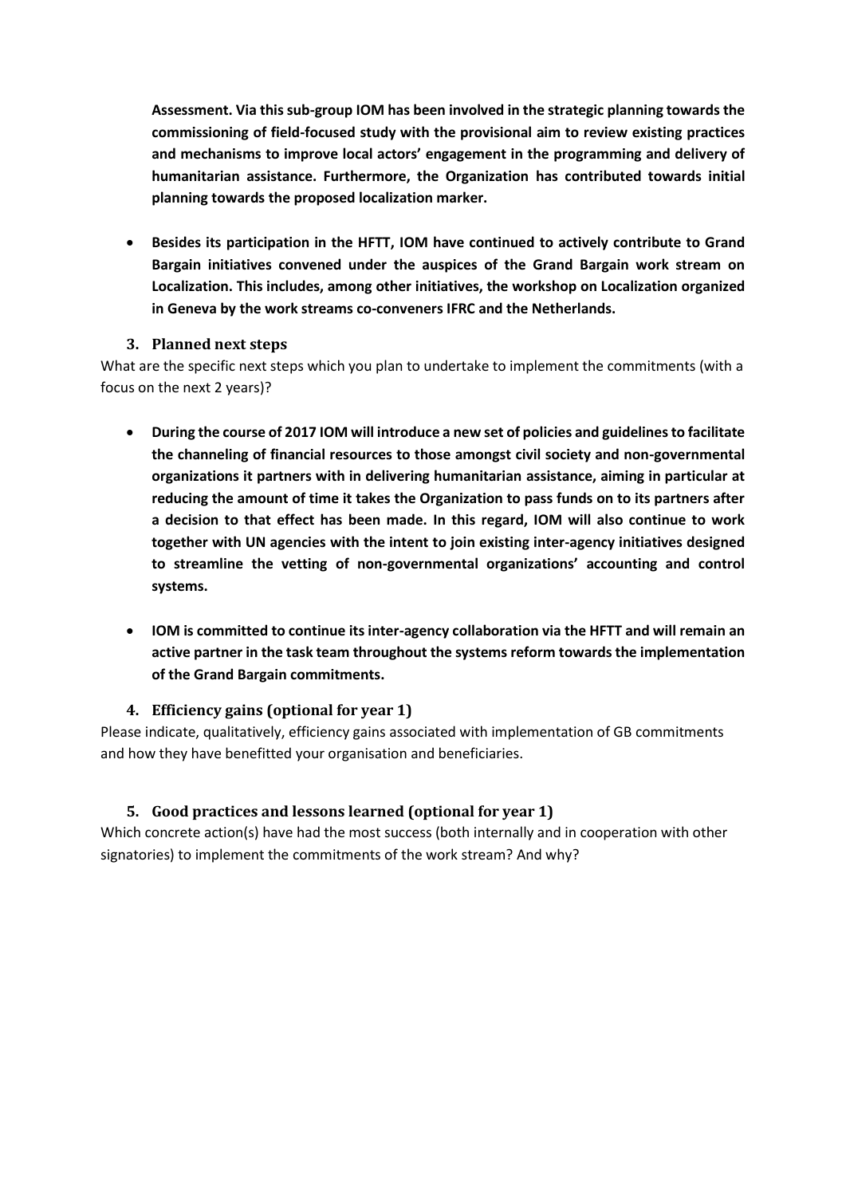**Assessment. Via this sub-group IOM has been involved in the strategic planning towards the commissioning of field-focused study with the provisional aim to review existing practices and mechanisms to improve local actors' engagement in the programming and delivery of humanitarian assistance. Furthermore, the Organization has contributed towards initial planning towards the proposed localization marker.**

- **Besides its participation in the HFTT, IOM have continued to actively contribute to Grand Bargain initiatives convened under the auspices of the Grand Bargain work stream on Localization. This includes, among other initiatives, the workshop on Localization organized in Geneva by the work streams co-conveners IFRC and the Netherlands.**

### 3. Planned next steps

What are the specific next steps which you plan to undertake to implement the commitments (with a focus on the next 2 years)?

- **During the course of 2017 IOM will introduce a new set of policies and guidelines to facilitate the channeling of financial resources to those amongst civil society and non-governmental organizations it partners with in delivering humanitarian assistance, aiming in particular at reducing the amount of time it takes the Organization to pass funds on to its partners after a decision to that effect has been made. In this regard, IOM will also continue to work together with UN agencies with the intent to join existing inter-agency initiatives designed to streamline the vetting of non-governmental organizations' accounting and control systems.**

- **IOM is committed to continue its inter-agency collaboration via the HFTT and will remain an active partner in the task team throughout the systems reform towards the implementation of the Grand Bargain commitments.**

### 4. Efficiency gains (optional for year 1)

Please indicate, qualitatively, efficiency gains associated with implementation of GB commitments and how they have benefitted your organisation and beneficiaries.

### 5. Good practices and lessons learned (optional for year 1)

Which concrete action(s) have had the most success (both internally and in cooperation with other signatories) to implement the commitments of the work stream? And why?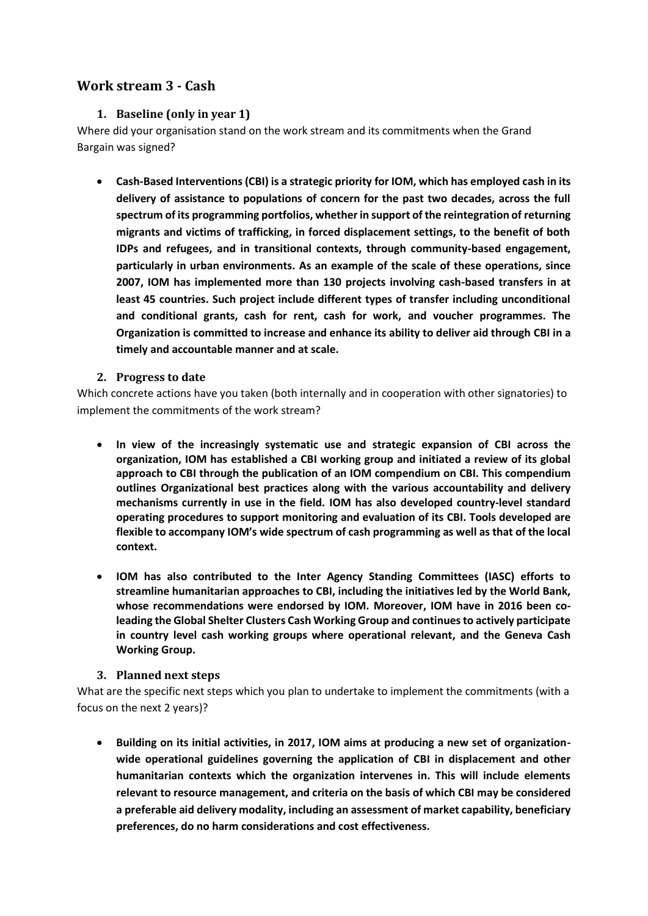## Work stream 3 - Cash

### 1. Baseline (only in year 1)

Where did your organisation stand on the work stream and its commitments when the Grand Bargain was signed?

- **Cash-Based Interventions (CBI) is a strategic priority for IOM, which has employed cash in its delivery of assistance to populations of concern for the past two decades, across the full spectrum of its programming portfolios, whether in support of the reintegration of returning migrants and victims of trafficking, in forced displacement settings, to the benefit of both IDPs and refugees, and in transitional contexts, through community-based engagement, particularly in urban environments. As an example of the scale of these operations, since 2007, IOM has implemented more than 130 projects involving cash-based transfers in at least 45 countries. Such project include different types of transfer including unconditional and conditional grants, cash for rent, cash for work, and voucher programmes. The Organization is committed to increase and enhance its ability to deliver aid through CBI in a timely and accountable manner and at scale.**

### 2. Progress to date

Which concrete actions have you taken (both internally and in cooperation with other signatories) to implement the commitments of the work stream?

- **In view of the increasingly systematic use and strategic expansion of CBI across the organization, IOM has established a CBI working group and initiated a review of its global approach to CBI through the publication of an IOM compendium on CBI. This compendium outlines Organizational best practices along with the various accountability and delivery mechanisms currently in use in the field. IOM has also developed country-level standard operating procedures to support monitoring and evaluation of its CBI. Tools developed are flexible to accompany IOM's wide spectrum of cash programming as well as that of the local context.**

- **IOM has also contributed to the Inter Agency Standing Committees (IASC) efforts to streamline humanitarian approaches to CBI, including the initiatives led by the World Bank, whose recommendations were endorsed by IOM. Moreover, IOM have in 2016 been co-leading the Global Shelter Clusters Cash Working Group and continues to actively participate in country level cash working groups where operational relevant, and the Geneva Cash Working Group.**

### 3. Planned next steps

What are the specific next steps which you plan to undertake to implement the commitments (with a focus on the next 2 years)?

- **Building on its initial activities, in 2017, IOM aims at producing a new set of organization-wide operational guidelines governing the application of CBI in displacement and other humanitarian contexts which the organization intervenes in. This will include elements relevant to resource management, and criteria on the basis of which CBI may be considered a preferable aid delivery modality, including an assessment of market capability, beneficiary preferences, do no harm considerations and cost effectiveness.**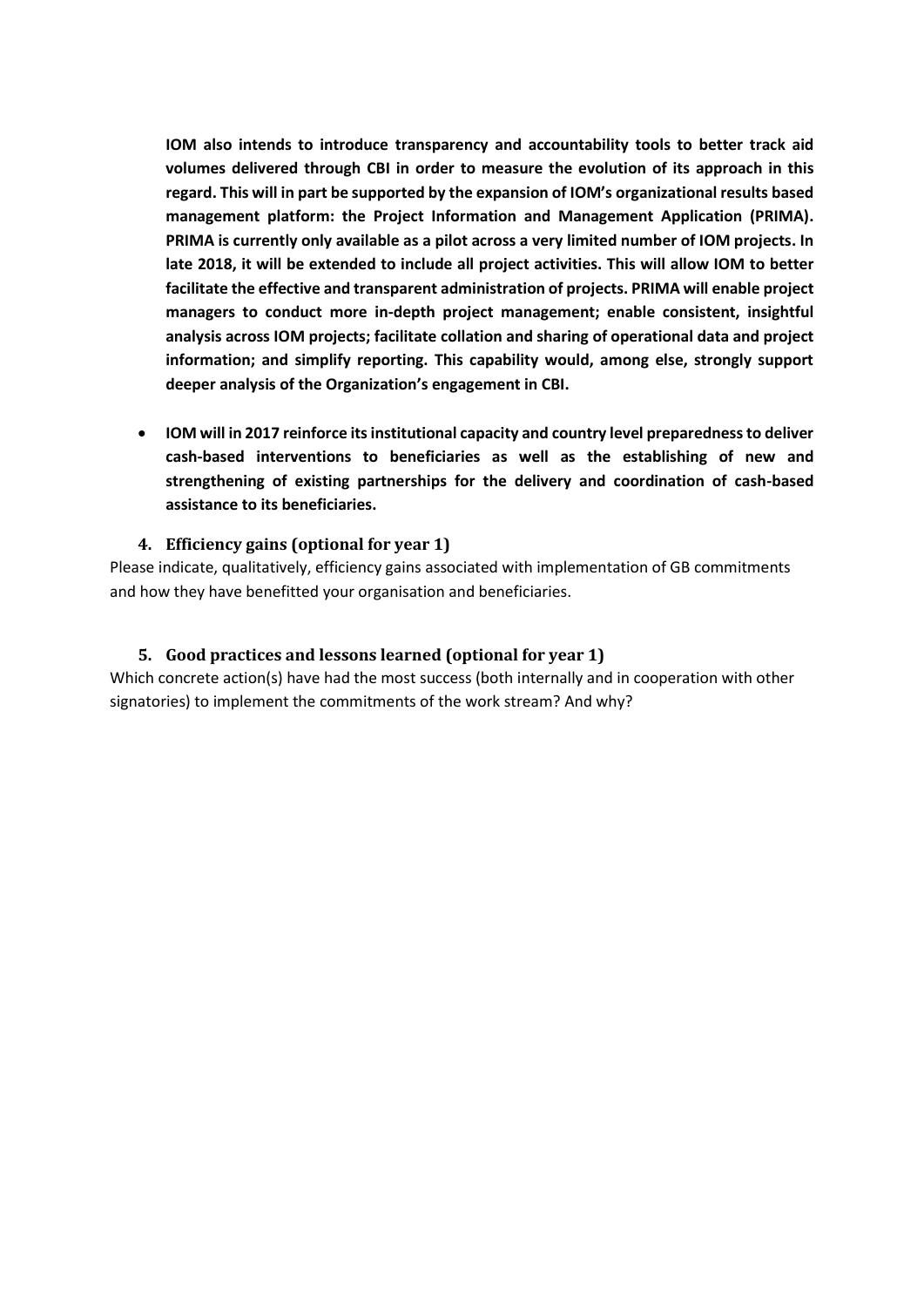**IOM also intends to introduce transparency and accountability tools to better track aid volumes delivered through CBI in order to measure the evolution of its approach in this regard. This will in part be supported by the expansion of IOM's organizational results based management platform: the Project Information and Management Application (PRIMA). PRIMA is currently only available as a pilot across a very limited number of IOM projects. In late 2018, it will be extended to include all project activities. This will allow IOM to better facilitate the effective and transparent administration of projects. PRIMA will enable project managers to conduct more in-depth project management; enable consistent, insightful analysis across IOM projects; facilitate collation and sharing of operational data and project information; and simplify reporting. This capability would, among else, strongly support deeper analysis of the Organization's engagement in CBI.**

- **IOM will in 2017 reinforce its institutional capacity and country level preparedness to deliver cash-based interventions to beneficiaries as well as the establishing of new and strengthening of existing partnerships for the delivery and coordination of cash-based assistance to its beneficiaries.**

### 4. Efficiency gains (optional for year 1)

Please indicate, qualitatively, efficiency gains associated with implementation of GB commitments and how they have benefitted your organisation and beneficiaries.

### 5. Good practices and lessons learned (optional for year 1)

Which concrete action(s) have had the most success (both internally and in cooperation with other signatories) to implement the commitments of the work stream? And why?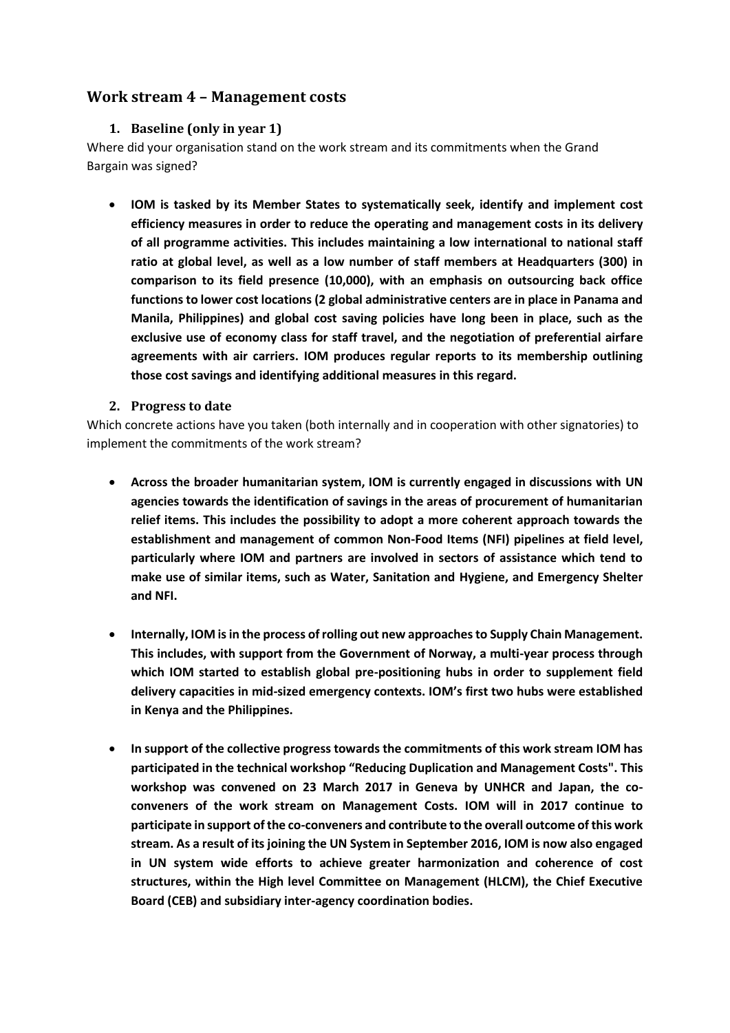## Work stream 4 – Management costs

### 1. Baseline (only in year 1)

Where did your organisation stand on the work stream and its commitments when the Grand Bargain was signed?

- **IOM is tasked by its Member States to systematically seek, identify and implement cost efficiency measures in order to reduce the operating and management costs in its delivery of all programme activities. This includes maintaining a low international to national staff ratio at global level, as well as a low number of staff members at Headquarters (300) in comparison to its field presence (10,000), with an emphasis on outsourcing back office functions to lower cost locations (2 global administrative centers are in place in Panama and Manila, Philippines) and global cost saving policies have long been in place, such as the exclusive use of economy class for staff travel, and the negotiation of preferential airfare agreements with air carriers. IOM produces regular reports to its membership outlining those cost savings and identifying additional measures in this regard.**

### 2. Progress to date

Which concrete actions have you taken (both internally and in cooperation with other signatories) to implement the commitments of the work stream?

- **Across the broader humanitarian system, IOM is currently engaged in discussions with UN agencies towards the identification of savings in the areas of procurement of humanitarian relief items. This includes the possibility to adopt a more coherent approach towards the establishment and management of common Non-Food Items (NFI) pipelines at field level, particularly where IOM and partners are involved in sectors of assistance which tend to make use of similar items, such as Water, Sanitation and Hygiene, and Emergency Shelter and NFI.**

- **Internally, IOM is in the process of rolling out new approaches to Supply Chain Management. This includes, with support from the Government of Norway, a multi-year process through which IOM started to establish global pre-positioning hubs in order to supplement field delivery capacities in mid-sized emergency contexts. IOM's first two hubs were established in Kenya and the Philippines.**

- **In support of the collective progress towards the commitments of this work stream IOM has participated in the technical workshop "Reducing Duplication and Management Costs". This workshop was convened on 23 March 2017 in Geneva by UNHCR and Japan, the co-conveners of the work stream on Management Costs. IOM will in 2017 continue to participate in support of the co-conveners and contribute to the overall outcome of this work stream. As a result of its joining the UN System in September 2016, IOM is now also engaged in UN system wide efforts to achieve greater harmonization and coherence of cost structures, within the High level Committee on Management (HLCM), the Chief Executive Board (CEB) and subsidiary inter-agency coordination bodies.**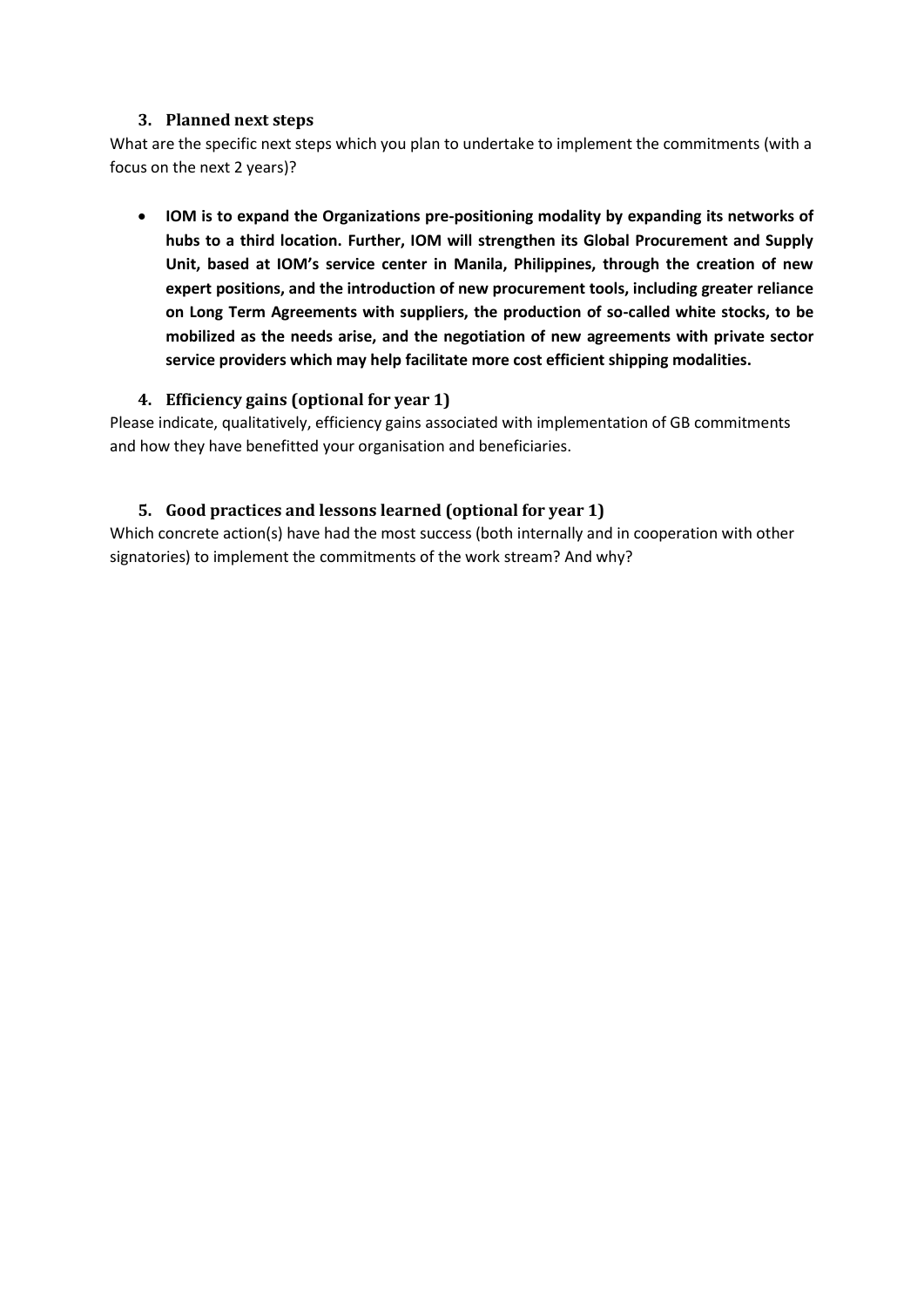### 3. Planned next steps

What are the specific next steps which you plan to undertake to implement the commitments (with a focus on the next 2 years)?

- **IOM is to expand the Organizations pre-positioning modality by expanding its networks of hubs to a third location. Further, IOM will strengthen its Global Procurement and Supply Unit, based at IOM's service center in Manila, Philippines, through the creation of new expert positions, and the introduction of new procurement tools, including greater reliance on Long Term Agreements with suppliers, the production of so-called white stocks, to be mobilized as the needs arise, and the negotiation of new agreements with private sector service providers which may help facilitate more cost efficient shipping modalities.**

### 4. Efficiency gains (optional for year 1)

Please indicate, qualitatively, efficiency gains associated with implementation of GB commitments and how they have benefitted your organisation and beneficiaries.

### 5. Good practices and lessons learned (optional for year 1)

Which concrete action(s) have had the most success (both internally and in cooperation with other signatories) to implement the commitments of the work stream? And why?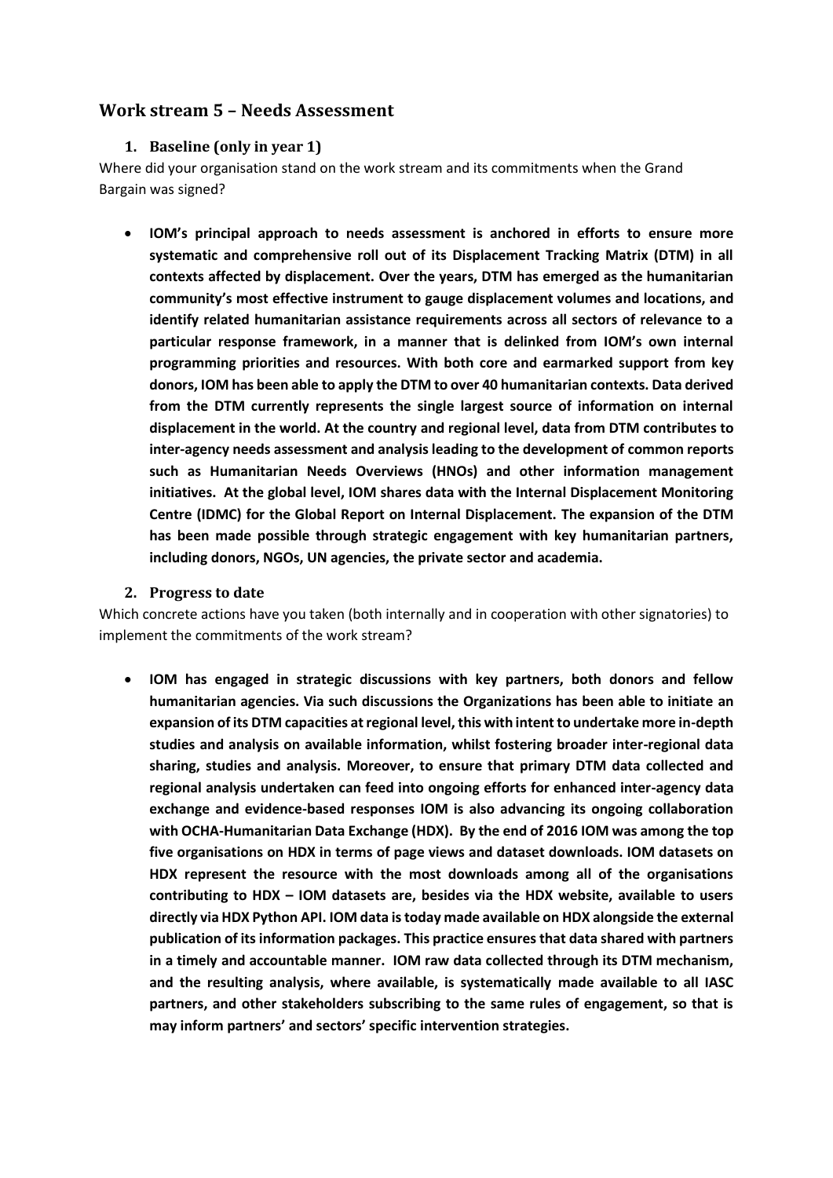## Work stream 5 – Needs Assessment

### 1. Baseline (only in year 1)

Where did your organisation stand on the work stream and its commitments when the Grand Bargain was signed?

- **IOM's principal approach to needs assessment is anchored in efforts to ensure more systematic and comprehensive roll out of its Displacement Tracking Matrix (DTM) in all contexts affected by displacement. Over the years, DTM has emerged as the humanitarian community's most effective instrument to gauge displacement volumes and locations, and identify related humanitarian assistance requirements across all sectors of relevance to a particular response framework, in a manner that is delinked from IOM's own internal programming priorities and resources. With both core and earmarked support from key donors, IOM has been able to apply the DTM to over 40 humanitarian contexts. Data derived from the DTM currently represents the single largest source of information on internal displacement in the world. At the country and regional level, data from DTM contributes to inter-agency needs assessment and analysis leading to the development of common reports such as Humanitarian Needs Overviews (HNOs) and other information management initiatives. At the global level, IOM shares data with the Internal Displacement Monitoring Centre (IDMC) for the Global Report on Internal Displacement. The expansion of the DTM has been made possible through strategic engagement with key humanitarian partners, including donors, NGOs, UN agencies, the private sector and academia.**

### 2. Progress to date

Which concrete actions have you taken (both internally and in cooperation with other signatories) to implement the commitments of the work stream?

- **IOM has engaged in strategic discussions with key partners, both donors and fellow humanitarian agencies. Via such discussions the Organizations has been able to initiate an expansion of its DTM capacities at regional level, this with intent to undertake more in-depth studies and analysis on available information, whilst fostering broader inter-regional data sharing, studies and analysis. Moreover, to ensure that primary DTM data collected and regional analysis undertaken can feed into ongoing efforts for enhanced inter-agency data exchange and evidence-based responses IOM is also advancing its ongoing collaboration with OCHA-Humanitarian Data Exchange (HDX). By the end of 2016 IOM was among the top five organisations on HDX in terms of page views and dataset downloads. IOM datasets on HDX represent the resource with the most downloads among all of the organisations contributing to HDX – IOM datasets are, besides via the HDX website, available to users directly via HDX Python API. IOM data is today made available on HDX alongside the external publication of its information packages. This practice ensures that data shared with partners in a timely and accountable manner. IOM raw data collected through its DTM mechanism, and the resulting analysis, where available, is systematically made available to all IASC partners, and other stakeholders subscribing to the same rules of engagement, so that is may inform partners' and sectors' specific intervention strategies.**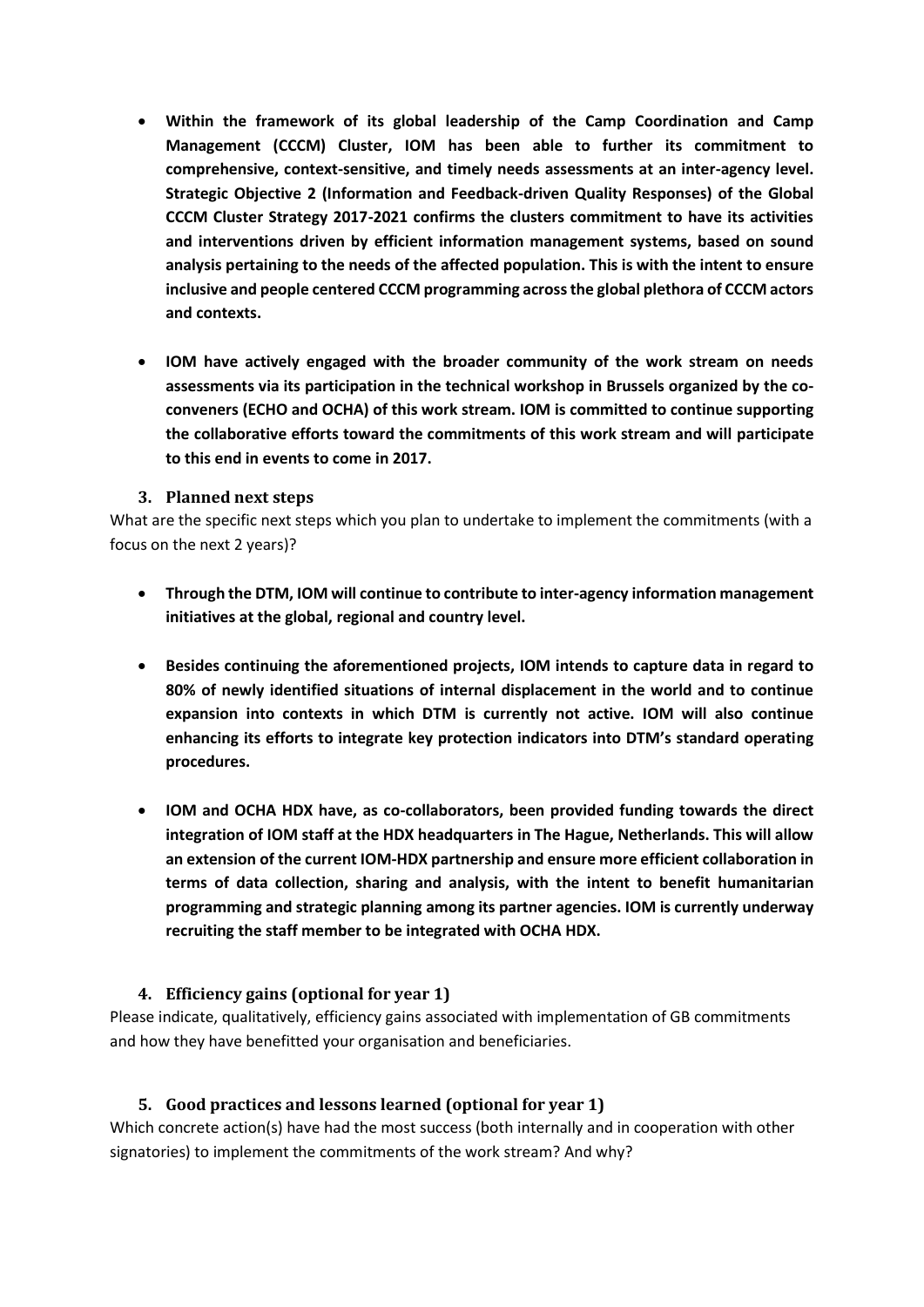- **Within the framework of its global leadership of the Camp Coordination and Camp Management (CCCM) Cluster, IOM has been able to further its commitment to comprehensive, context-sensitive, and timely needs assessments at an inter-agency level. Strategic Objective 2 (Information and Feedback-driven Quality Responses) of the Global CCCM Cluster Strategy 2017-2021 confirms the clusters commitment to have its activities and interventions driven by efficient information management systems, based on sound analysis pertaining to the needs of the affected population. This is with the intent to ensure inclusive and people centered CCCM programming across the global plethora of CCCM actors and contexts.**

- **IOM have actively engaged with the broader community of the work stream on needs assessments via its participation in the technical workshop in Brussels organized by the co-conveners (ECHO and OCHA) of this work stream. IOM is committed to continue supporting the collaborative efforts toward the commitments of this work stream and will participate to this end in events to come in 2017.**

### 3. Planned next steps

What are the specific next steps which you plan to undertake to implement the commitments (with a focus on the next 2 years)?

- **Through the DTM, IOM will continue to contribute to inter-agency information management initiatives at the global, regional and country level.**

- **Besides continuing the aforementioned projects, IOM intends to capture data in regard to 80% of newly identified situations of internal displacement in the world and to continue expansion into contexts in which DTM is currently not active. IOM will also continue enhancing its efforts to integrate key protection indicators into DTM's standard operating procedures.**

- **IOM and OCHA HDX have, as co-collaborators, been provided funding towards the direct integration of IOM staff at the HDX headquarters in The Hague, Netherlands. This will allow an extension of the current IOM-HDX partnership and ensure more efficient collaboration in terms of data collection, sharing and analysis, with the intent to benefit humanitarian programming and strategic planning among its partner agencies. IOM is currently underway recruiting the staff member to be integrated with OCHA HDX.**

### 4. Efficiency gains (optional for year 1)

Please indicate, qualitatively, efficiency gains associated with implementation of GB commitments and how they have benefitted your organisation and beneficiaries.

### 5. Good practices and lessons learned (optional for year 1)

Which concrete action(s) have had the most success (both internally and in cooperation with other signatories) to implement the commitments of the work stream? And why?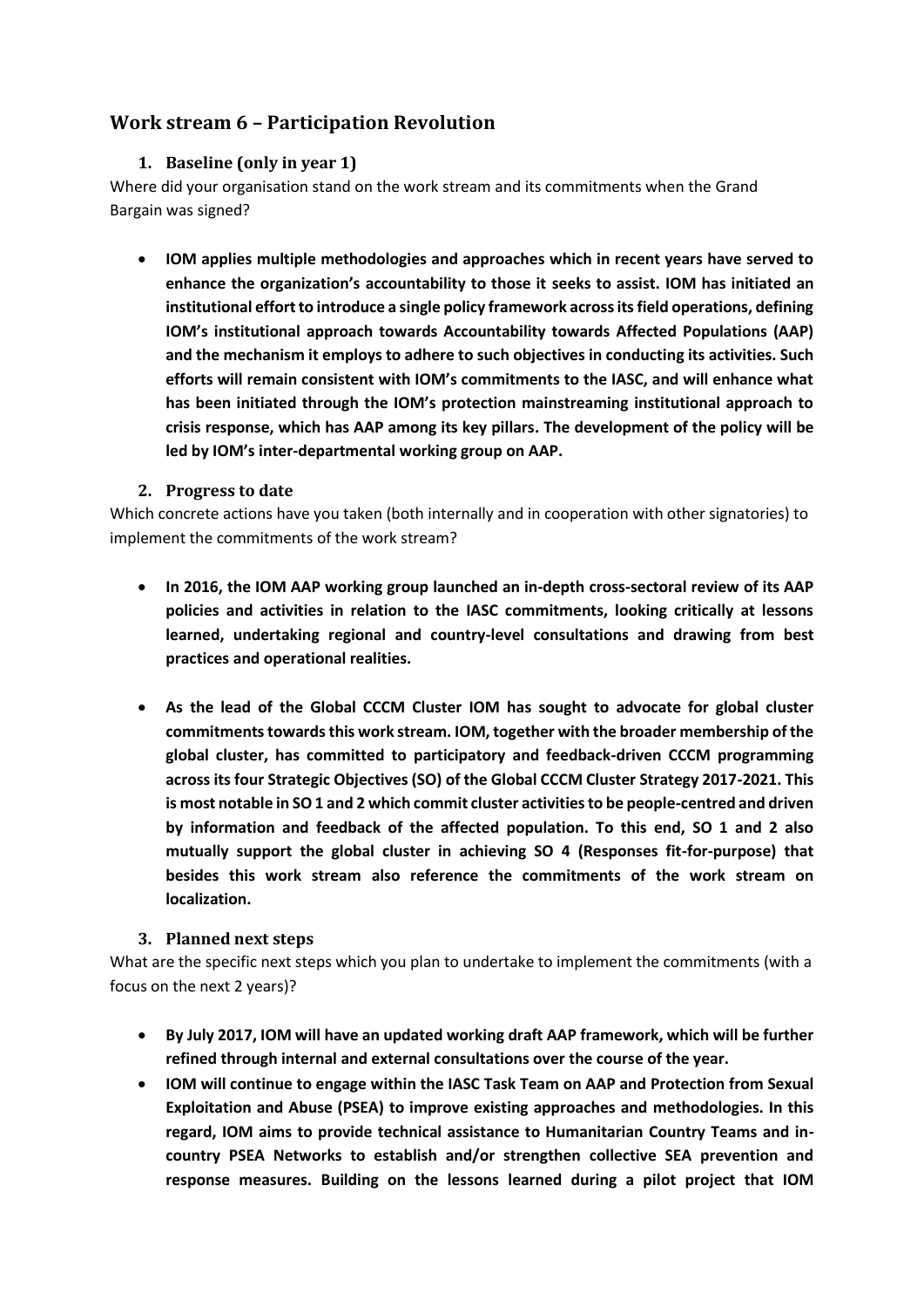## Work stream 6 – Participation Revolution

### 1. Baseline (only in year 1)

Where did your organisation stand on the work stream and its commitments when the Grand Bargain was signed?

- **IOM applies multiple methodologies and approaches which in recent years have served to enhance the organization's accountability to those it seeks to assist. IOM has initiated an institutional effort to introduce a single policy framework across its field operations, defining IOM's institutional approach towards Accountability towards Affected Populations (AAP) and the mechanism it employs to adhere to such objectives in conducting its activities. Such efforts will remain consistent with IOM's commitments to the IASC, and will enhance what has been initiated through the IOM's protection mainstreaming institutional approach to crisis response, which has AAP among its key pillars. The development of the policy will be led by IOM's inter-departmental working group on AAP.**

### 2. Progress to date

Which concrete actions have you taken (both internally and in cooperation with other signatories) to implement the commitments of the work stream?

- **In 2016, the IOM AAP working group launched an in-depth cross-sectoral review of its AAP policies and activities in relation to the IASC commitments, looking critically at lessons learned, undertaking regional and country-level consultations and drawing from best practices and operational realities.**

- **As the lead of the Global CCCM Cluster IOM has sought to advocate for global cluster commitments towards this work stream. IOM, together with the broader membership of the global cluster, has committed to participatory and feedback-driven CCCM programming across its four Strategic Objectives (SO) of the Global CCCM Cluster Strategy 2017-2021. This is most notable in SO 1 and 2 which commit cluster activities to be people-centred and driven by information and feedback of the affected population. To this end, SO 1 and 2 also mutually support the global cluster in achieving SO 4 (Responses fit-for-purpose) that besides this work stream also reference the commitments of the work stream on localization.**

### 3. Planned next steps

What are the specific next steps which you plan to undertake to implement the commitments (with a focus on the next 2 years)?

- **By July 2017, IOM will have an updated working draft AAP framework, which will be further refined through internal and external consultations over the course of the year.**
- **IOM will continue to engage within the IASC Task Team on AAP and Protection from Sexual Exploitation and Abuse (PSEA) to improve existing approaches and methodologies. In this regard, IOM aims to provide technical assistance to Humanitarian Country Teams and in-country PSEA Networks to establish and/or strengthen collective SEA prevention and response measures. Building on the lessons learned during a pilot project that IOM**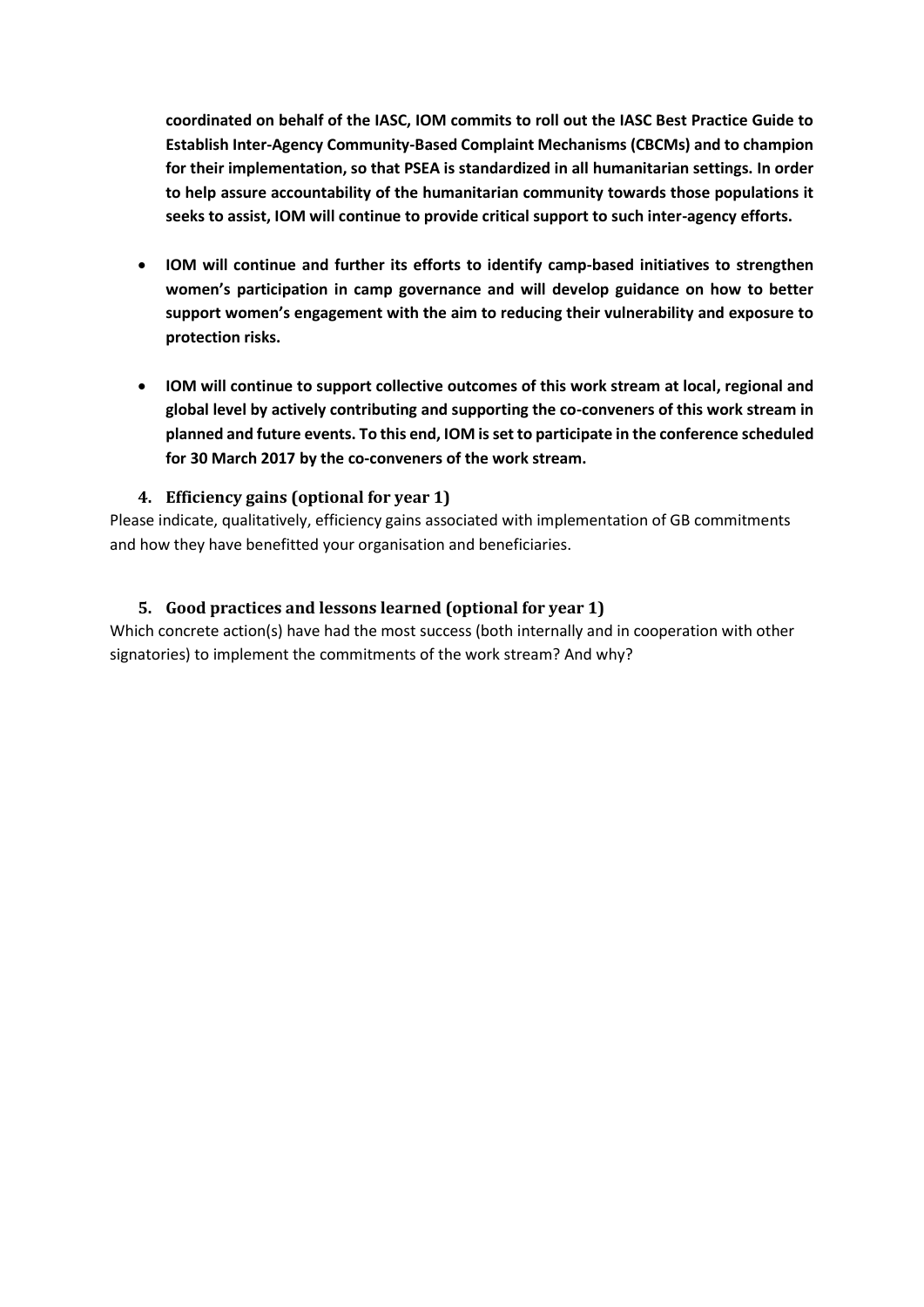**coordinated on behalf of the IASC, IOM commits to roll out the IASC Best Practice Guide to Establish Inter-Agency Community-Based Complaint Mechanisms (CBCMs) and to champion for their implementation, so that PSEA is standardized in all humanitarian settings. In order to help assure accountability of the humanitarian community towards those populations it seeks to assist, IOM will continue to provide critical support to such inter-agency efforts.**

- **IOM will continue and further its efforts to identify camp-based initiatives to strengthen women's participation in camp governance and will develop guidance on how to better support women's engagement with the aim to reducing their vulnerability and exposure to protection risks.**

- **IOM will continue to support collective outcomes of this work stream at local, regional and global level by actively contributing and supporting the co-conveners of this work stream in planned and future events. To this end, IOM is set to participate in the conference scheduled for 30 March 2017 by the co-conveners of the work stream.**

### 4. Efficiency gains (optional for year 1)

Please indicate, qualitatively, efficiency gains associated with implementation of GB commitments and how they have benefitted your organisation and beneficiaries.

### 5. Good practices and lessons learned (optional for year 1)

Which concrete action(s) have had the most success (both internally and in cooperation with other signatories) to implement the commitments of the work stream? And why?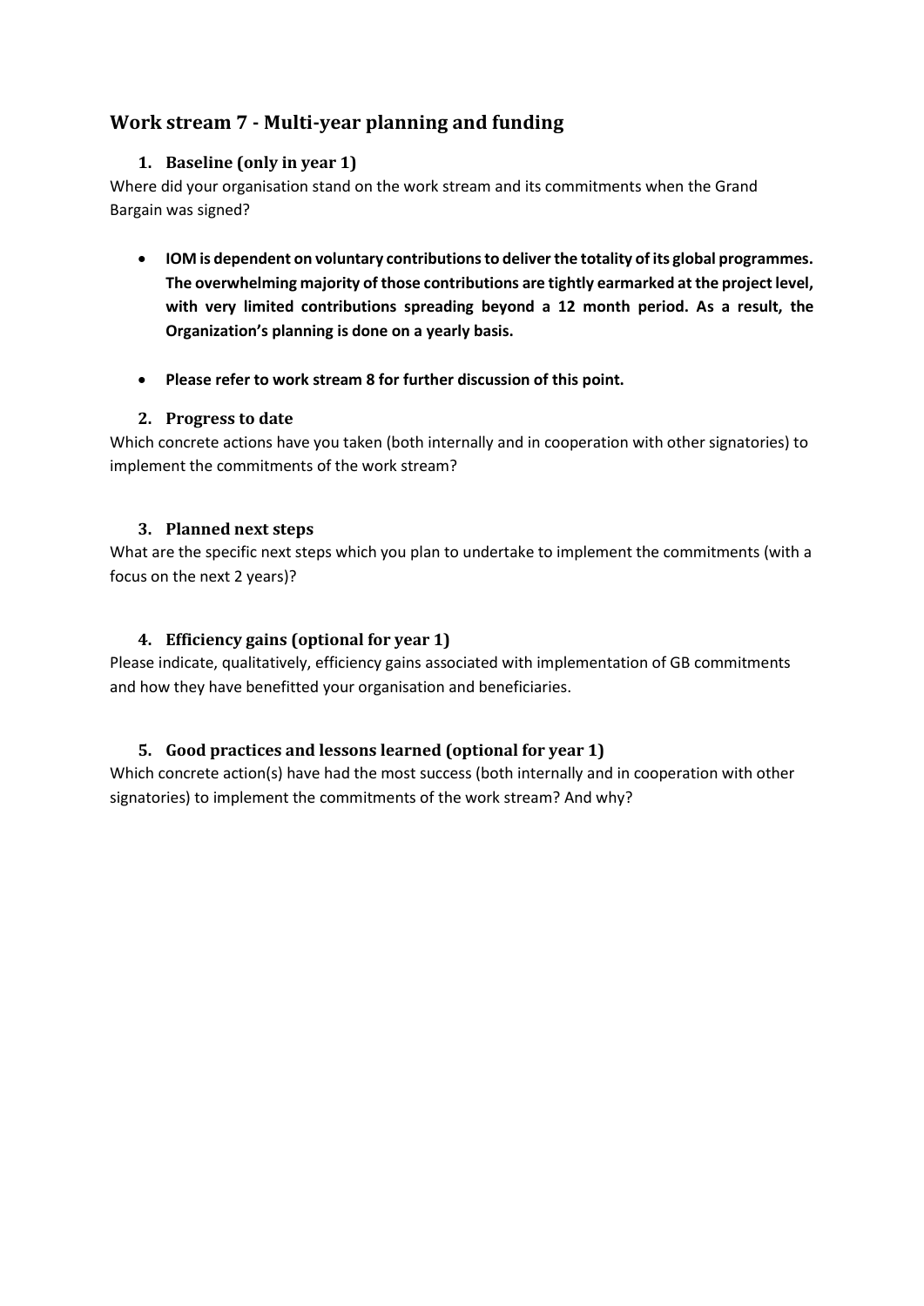## Work stream 7 - Multi-year planning and funding

### 1. Baseline (only in year 1)

Where did your organisation stand on the work stream and its commitments when the Grand Bargain was signed?

- **IOM is dependent on voluntary contributions to deliver the totality of its global programmes. The overwhelming majority of those contributions are tightly earmarked at the project level, with very limited contributions spreading beyond a 12 month period. As a result, the Organization's planning is done on a yearly basis.**

- **Please refer to work stream 8 for further discussion of this point.**

### 2. Progress to date

Which concrete actions have you taken (both internally and in cooperation with other signatories) to implement the commitments of the work stream?

### 3. Planned next steps

What are the specific next steps which you plan to undertake to implement the commitments (with a focus on the next 2 years)?

### 4. Efficiency gains (optional for year 1)

Please indicate, qualitatively, efficiency gains associated with implementation of GB commitments and how they have benefitted your organisation and beneficiaries.

### 5. Good practices and lessons learned (optional for year 1)

Which concrete action(s) have had the most success (both internally and in cooperation with other signatories) to implement the commitments of the work stream? And why?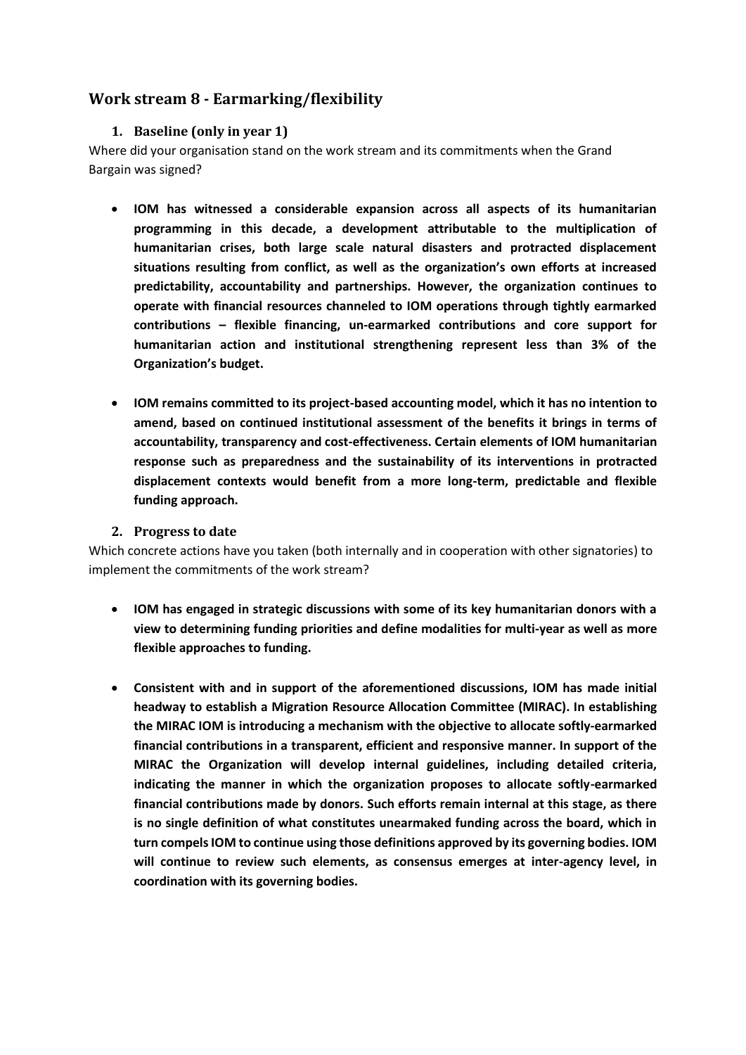## Work stream 8 - Earmarking/flexibility

### 1. Baseline (only in year 1)

Where did your organisation stand on the work stream and its commitments when the Grand Bargain was signed?

- **IOM has witnessed a considerable expansion across all aspects of its humanitarian programming in this decade, a development attributable to the multiplication of humanitarian crises, both large scale natural disasters and protracted displacement situations resulting from conflict, as well as the organization's own efforts at increased predictability, accountability and partnerships. However, the organization continues to operate with financial resources channeled to IOM operations through tightly earmarked contributions – flexible financing, un-earmarked contributions and core support for humanitarian action and institutional strengthening represent less than 3% of the Organization's budget.**

- **IOM remains committed to its project-based accounting model, which it has no intention to amend, based on continued institutional assessment of the benefits it brings in terms of accountability, transparency and cost-effectiveness. Certain elements of IOM humanitarian response such as preparedness and the sustainability of its interventions in protracted displacement contexts would benefit from a more long-term, predictable and flexible funding approach.**

### 2. Progress to date

Which concrete actions have you taken (both internally and in cooperation with other signatories) to implement the commitments of the work stream?

- **IOM has engaged in strategic discussions with some of its key humanitarian donors with a view to determining funding priorities and define modalities for multi-year as well as more flexible approaches to funding.**

- **Consistent with and in support of the aforementioned discussions, IOM has made initial headway to establish a Migration Resource Allocation Committee (MIRAC). In establishing the MIRAC IOM is introducing a mechanism with the objective to allocate softly-earmarked financial contributions in a transparent, efficient and responsive manner. In support of the MIRAC the Organization will develop internal guidelines, including detailed criteria, indicating the manner in which the organization proposes to allocate softly-earmarked financial contributions made by donors. Such efforts remain internal at this stage, as there is no single definition of what constitutes unearmaked funding across the board, which in turn compels IOM to continue using those definitions approved by its governing bodies. IOM will continue to review such elements, as consensus emerges at inter-agency level, in coordination with its governing bodies.**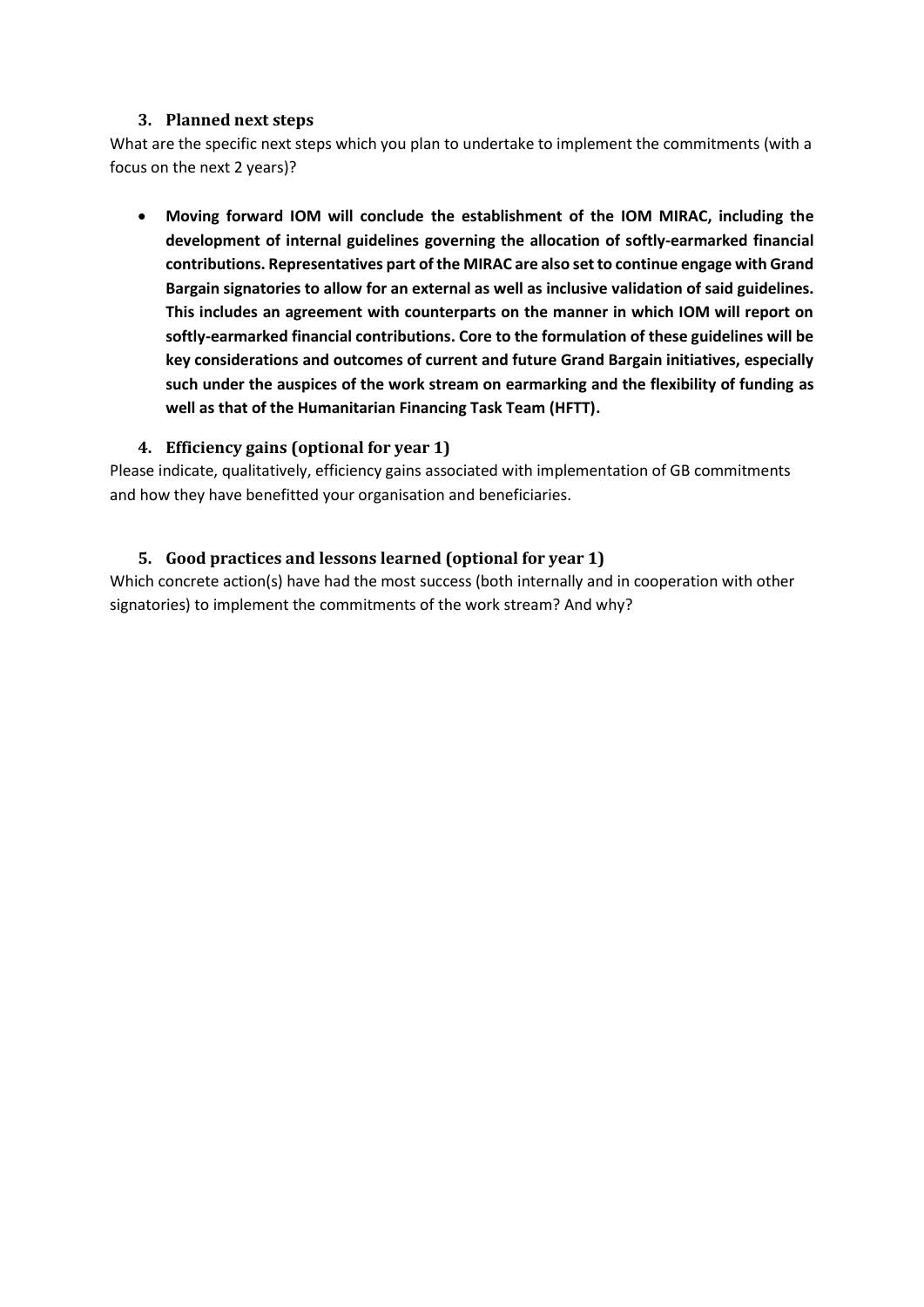### 3. Planned next steps

What are the specific next steps which you plan to undertake to implement the commitments (with a focus on the next 2 years)?

- **Moving forward IOM will conclude the establishment of the IOM MIRAC, including the development of internal guidelines governing the allocation of softly-earmarked financial contributions. Representatives part of the MIRAC are also set to continue engage with Grand Bargain signatories to allow for an external as well as inclusive validation of said guidelines. This includes an agreement with counterparts on the manner in which IOM will report on softly-earmarked financial contributions. Core to the formulation of these guidelines will be key considerations and outcomes of current and future Grand Bargain initiatives, especially such under the auspices of the work stream on earmarking and the flexibility of funding as well as that of the Humanitarian Financing Task Team (HFTT).**

### 4. Efficiency gains (optional for year 1)

Please indicate, qualitatively, efficiency gains associated with implementation of GB commitments and how they have benefitted your organisation and beneficiaries.

### 5. Good practices and lessons learned (optional for year 1)

Which concrete action(s) have had the most success (both internally and in cooperation with other signatories) to implement the commitments of the work stream? And why?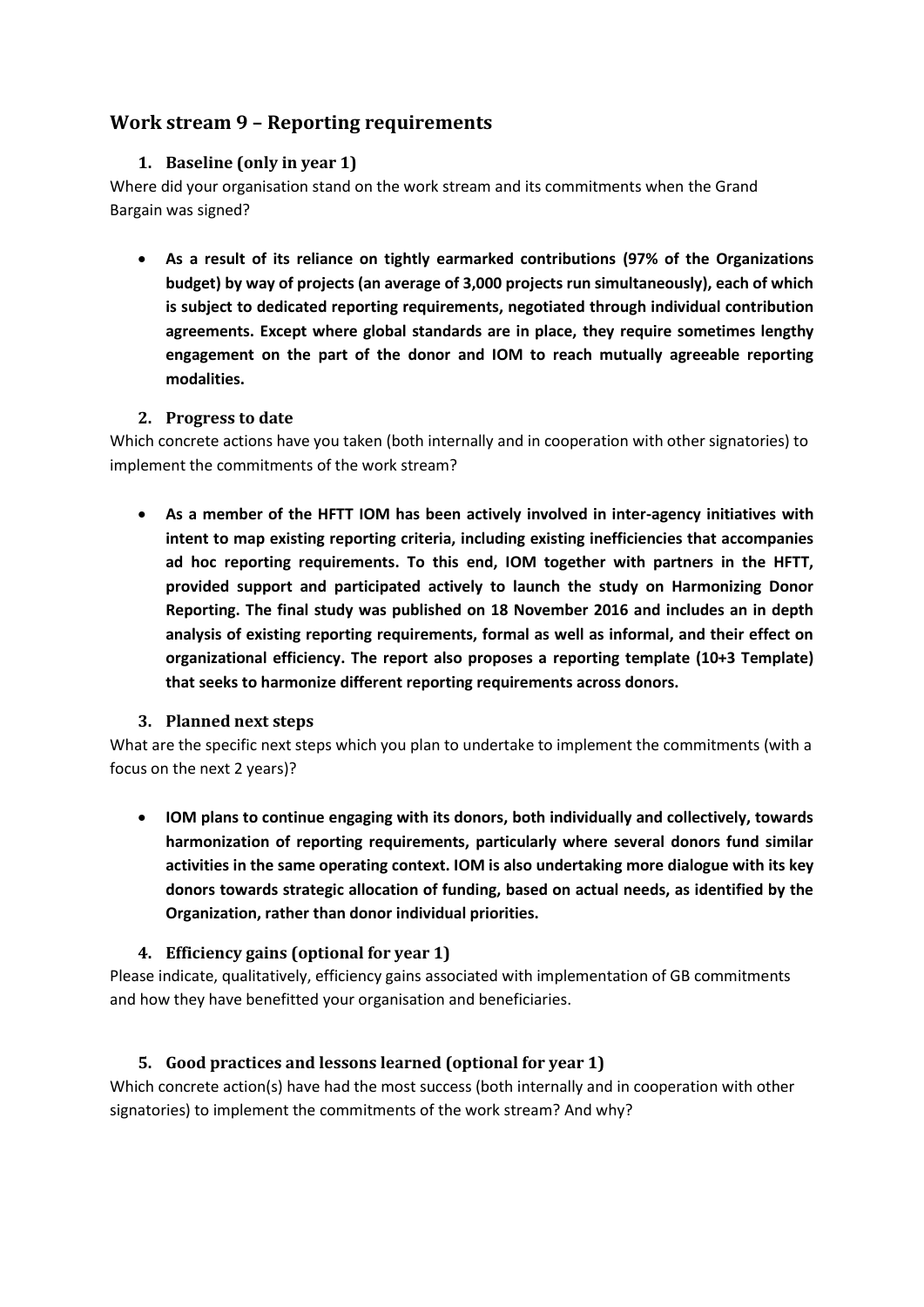## Work stream 9 – Reporting requirements

### 1. Baseline (only in year 1)

Where did your organisation stand on the work stream and its commitments when the Grand Bargain was signed?

- **As a result of its reliance on tightly earmarked contributions (97% of the Organizations budget) by way of projects (an average of 3,000 projects run simultaneously), each of which is subject to dedicated reporting requirements, negotiated through individual contribution agreements. Except where global standards are in place, they require sometimes lengthy engagement on the part of the donor and IOM to reach mutually agreeable reporting modalities.**

### 2. Progress to date

Which concrete actions have you taken (both internally and in cooperation with other signatories) to implement the commitments of the work stream?

- **As a member of the HFTT IOM has been actively involved in inter-agency initiatives with intent to map existing reporting criteria, including existing inefficiencies that accompanies ad hoc reporting requirements. To this end, IOM together with partners in the HFTT, provided support and participated actively to launch the study on Harmonizing Donor Reporting. The final study was published on 18 November 2016 and includes an in depth analysis of existing reporting requirements, formal as well as informal, and their effect on organizational efficiency. The report also proposes a reporting template (10+3 Template) that seeks to harmonize different reporting requirements across donors.**

### 3. Planned next steps

What are the specific next steps which you plan to undertake to implement the commitments (with a focus on the next 2 years)?

- **IOM plans to continue engaging with its donors, both individually and collectively, towards harmonization of reporting requirements, particularly where several donors fund similar activities in the same operating context. IOM is also undertaking more dialogue with its key donors towards strategic allocation of funding, based on actual needs, as identified by the Organization, rather than donor individual priorities.**

### 4. Efficiency gains (optional for year 1)

Please indicate, qualitatively, efficiency gains associated with implementation of GB commitments and how they have benefitted your organisation and beneficiaries.

### 5. Good practices and lessons learned (optional for year 1)

Which concrete action(s) have had the most success (both internally and in cooperation with other signatories) to implement the commitments of the work stream? And why?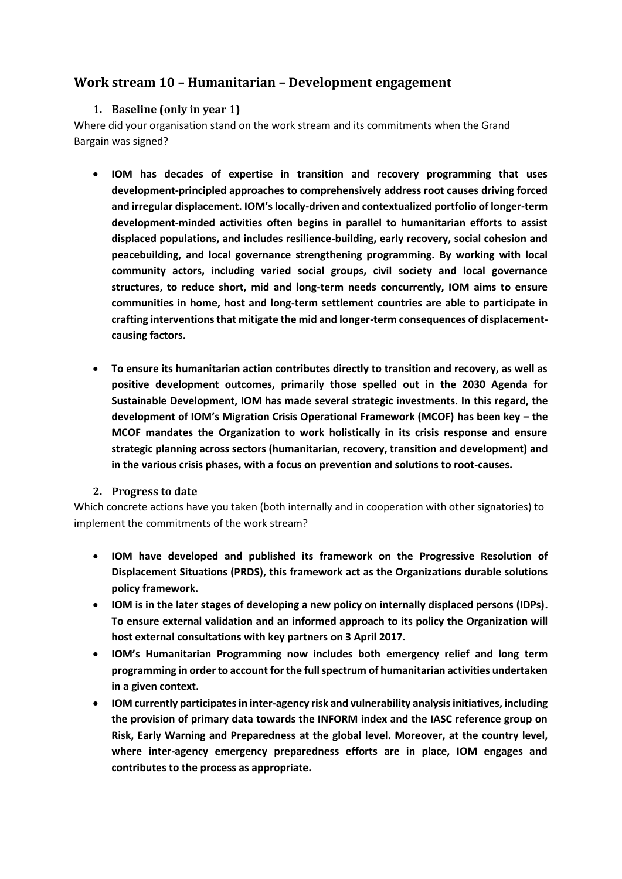## Work stream 10 – Humanitarian – Development engagement

### 1. Baseline (only in year 1)

Where did your organisation stand on the work stream and its commitments when the Grand Bargain was signed?

- **IOM has decades of expertise in transition and recovery programming that uses development-principled approaches to comprehensively address root causes driving forced and irregular displacement. IOM's locally-driven and contextualized portfolio of longer-term development-minded activities often begins in parallel to humanitarian efforts to assist displaced populations, and includes resilience-building, early recovery, social cohesion and peacebuilding, and local governance strengthening programming. By working with local community actors, including varied social groups, civil society and local governance structures, to reduce short, mid and long-term needs concurrently, IOM aims to ensure communities in home, host and long-term settlement countries are able to participate in crafting interventions that mitigate the mid and longer-term consequences of displacement-causing factors.**

- **To ensure its humanitarian action contributes directly to transition and recovery, as well as positive development outcomes, primarily those spelled out in the 2030 Agenda for Sustainable Development, IOM has made several strategic investments. In this regard, the development of IOM's Migration Crisis Operational Framework (MCOF) has been key – the MCOF mandates the Organization to work holistically in its crisis response and ensure strategic planning across sectors (humanitarian, recovery, transition and development) and in the various crisis phases, with a focus on prevention and solutions to root-causes.**

### 2. Progress to date

Which concrete actions have you taken (both internally and in cooperation with other signatories) to implement the commitments of the work stream?

- **IOM have developed and published its framework on the Progressive Resolution of Displacement Situations (PRDS), this framework act as the Organizations durable solutions policy framework.**
- **IOM is in the later stages of developing a new policy on internally displaced persons (IDPs). To ensure external validation and an informed approach to its policy the Organization will host external consultations with key partners on 3 April 2017.**
- **IOM's Humanitarian Programming now includes both emergency relief and long term programming in order to account for the full spectrum of humanitarian activities undertaken in a given context.**
- **IOM currently participates in inter-agency risk and vulnerability analysis initiatives, including the provision of primary data towards the INFORM index and the IASC reference group on Risk, Early Warning and Preparedness at the global level. Moreover, at the country level, where inter-agency emergency preparedness efforts are in place, IOM engages and contributes to the process as appropriate.**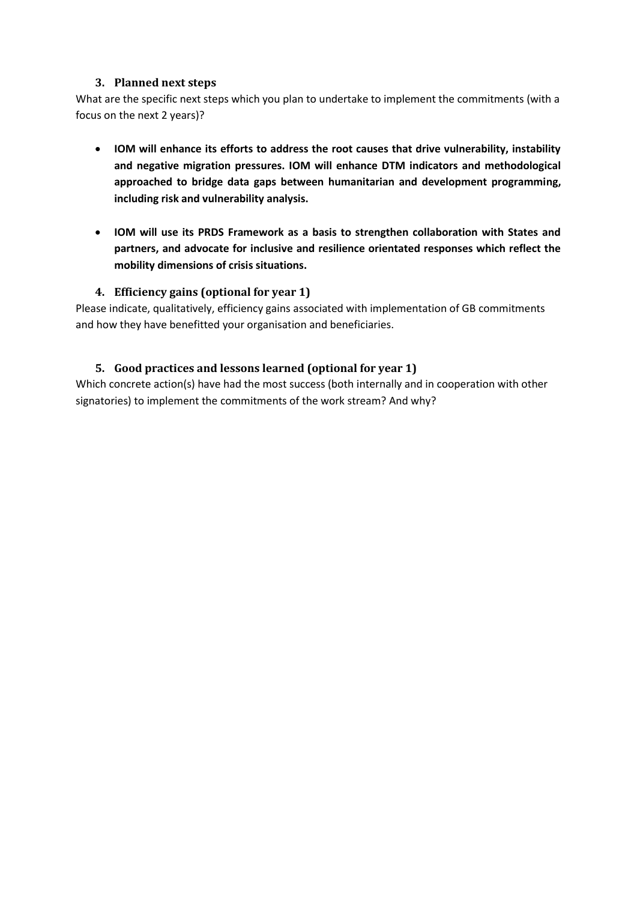### 3. Planned next steps

What are the specific next steps which you plan to undertake to implement the commitments (with a focus on the next 2 years)?

- **IOM will enhance its efforts to address the root causes that drive vulnerability, instability and negative migration pressures. IOM will enhance DTM indicators and methodological approached to bridge data gaps between humanitarian and development programming, including risk and vulnerability analysis.**

- **IOM will use its PRDS Framework as a basis to strengthen collaboration with States and partners, and advocate for inclusive and resilience orientated responses which reflect the mobility dimensions of crisis situations.**

### 4. Efficiency gains (optional for year 1)

Please indicate, qualitatively, efficiency gains associated with implementation of GB commitments and how they have benefitted your organisation and beneficiaries.

### 5. Good practices and lessons learned (optional for year 1)

Which concrete action(s) have had the most success (both internally and in cooperation with other signatories) to implement the commitments of the work stream? And why?